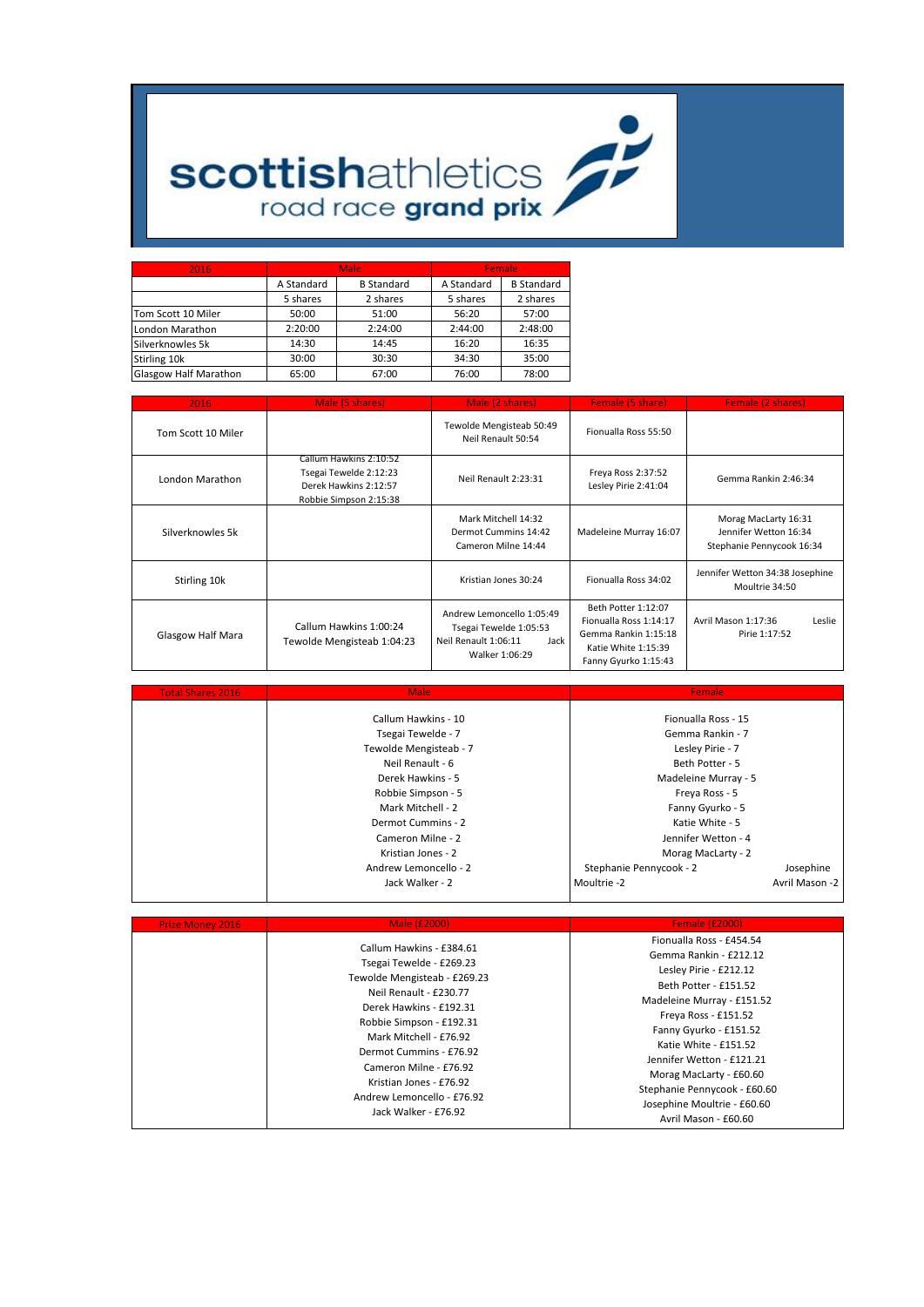# scottishathletics road race grand prix

| 2016 | Male | | Female | |
|---|---|---|---|---|
| | A Standard | B Standard | A Standard | B Standard |
| | 5 shares | 2 shares | 5 shares | 2 shares |
| Tom Scott 10 Miler | 50:00 | 51:00 | 56:20 | 57:00 |
| London Marathon | 2:20:00 | 2:24:00 | 2:44:00 | 2:48:00 |
| Silverknowles 5k | 14:30 | 14:45 | 16:20 | 16:35 |
| Stirling 10k | 30:00 | 30:30 | 34:30 | 35:00 |
| Glasgow Half Marathon | 65:00 | 67:00 | 76:00 | 78:00 |

| 2016 | Male (5 shares) | Male (2 shares) | Female (5 share) | Female (2 shares) |
|---|---|---|---|---|
| Tom Scott 10 Miler | | Tewolde Mengisteab 50:49<br>Neil Renault 50:54 | Fionualla Ross 55:50 | |
| London Marathon | Callum Hawkins 2:10:52<br>Tsegai Tewelde 2:12:23<br>Derek Hawkins 2:12:57<br>Robbie Simpson 2:15:38 | Neil Renault 2:23:31 | Freya Ross 2:37:52<br>Lesley Pirie 2:41:04 | Gemma Rankin 2:46:34 |
| Silverknowles 5k | | Mark Mitchell 14:32<br>Dermot Cummins 14:42<br>Cameron Milne 14:44 | Madeleine Murray 16:07 | Morag MacLarty 16:31<br>Jennifer Wetton 16:34<br>Stephanie Pennycook 16:34 |
| Stirling 10k | | Kristian Jones 30:24 | Fionualla Ross 34:02 | Jennifer Wetton 34:38 Josephine Moultrie 34:50 |
| Glasgow Half Mara | Callum Hawkins 1:00:24<br>Tewolde Mengisteab 1:04:23 | Andrew Lemoncello 1:05:49<br>Tsegai Tewelde 1:05:53<br>Neil Renault 1:06:11 Jack Walker 1:06:29 | Beth Potter 1:12:07<br>Fionualla Ross 1:14:17<br>Gemma Rankin 1:15:18<br>Katie White 1:15:39<br>Fanny Gyurko 1:15:43 | Avril Mason 1:17:36 Leslie Pirie 1:17:52 |

| Total Shares 2016 | Male | Female |
|---|---|---|
| | Callum Hawkins - 10<br>Tsegai Tewelde - 7<br>Tewolde Mengisteab - 7<br>Neil Renault - 6<br>Derek Hawkins - 5<br>Robbie Simpson - 5<br>Mark Mitchell - 2<br>Dermot Cummins - 2<br>Cameron Milne - 2<br>Kristian Jones - 2<br>Andrew Lemoncello - 2<br>Jack Walker - 2 | Fionualla Ross - 15<br>Gemma Rankin - 7<br>Lesley Pirie - 7<br>Beth Potter - 5<br>Madeleine Murray - 5<br>Freya Ross - 5<br>Fanny Gyurko - 5<br>Katie White - 5<br>Jennifer Wetton - 4<br>Morag MacLarty - 2<br>Stephanie Pennycook - 2 Josephine Moultrie -2 Avril Mason -2 |

| Prize Money 2016 | Male (£2000) | Female (£2000) |
|---|---|---|
| | Callum Hawkins - £384.61<br>Tsegai Tewelde - £269.23<br>Tewolde Mengisteab - £269.23<br>Neil Renault - £230.77<br>Derek Hawkins - £192.31<br>Robbie Simpson - £192.31<br>Mark Mitchell - £76.92<br>Dermot Cummins - £76.92<br>Cameron Milne - £76.92<br>Kristian Jones - £76.92<br>Andrew Lemoncello - £76.92<br>Jack Walker - £76.92 | Fionualla Ross - £454.54<br>Gemma Rankin - £212.12<br>Lesley Pirie - £212.12<br>Beth Potter - £151.52<br>Madeleine Murray - £151.52<br>Freya Ross - £151.52<br>Fanny Gyurko - £151.52<br>Katie White - £151.52<br>Jennifer Wetton - £121.21<br>Morag MacLarty - £60.60<br>Stephanie Pennycook - £60.60<br>Josephine Moultrie - £60.60<br>Avril Mason - £60.60 |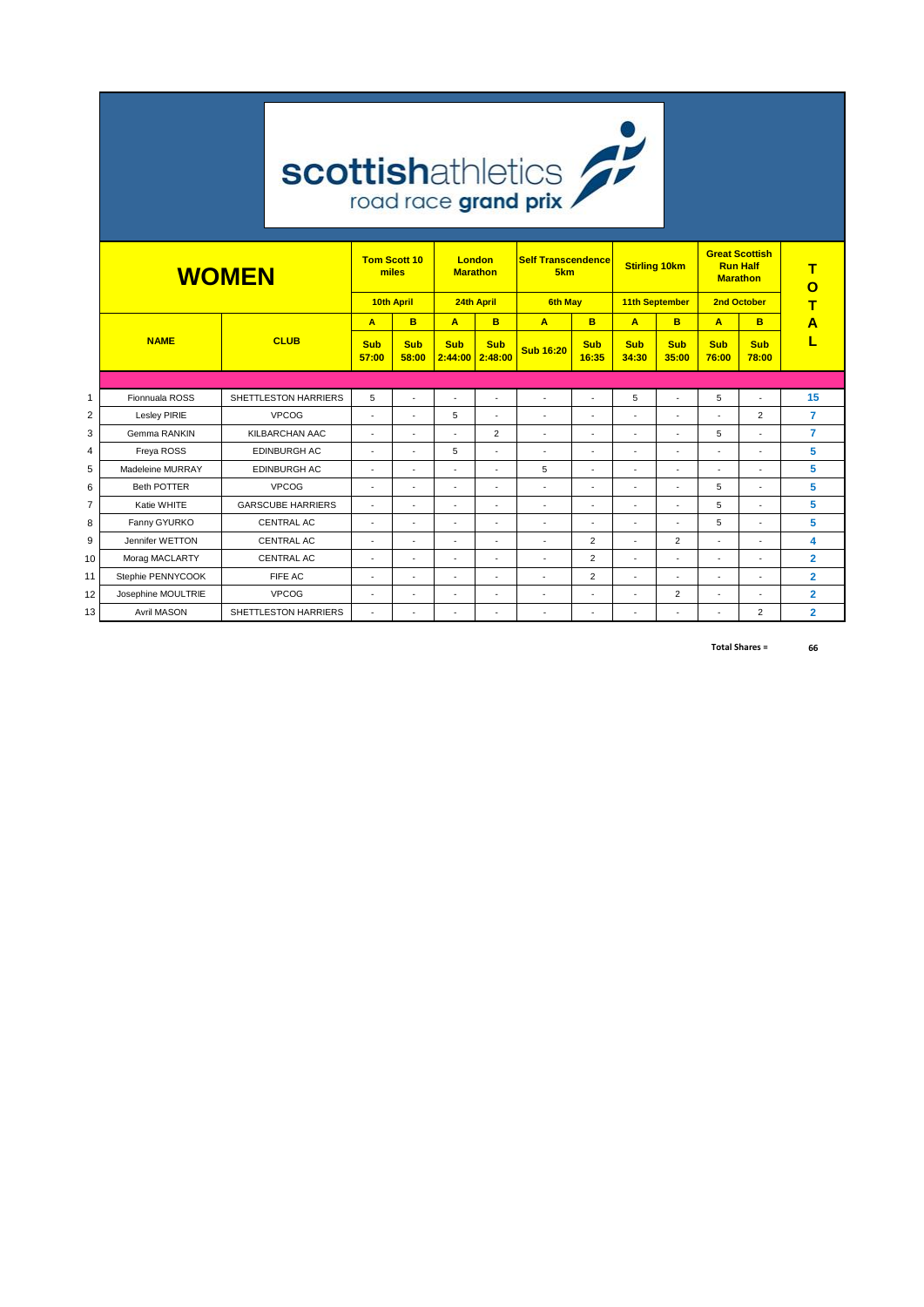# scottishathletics road race grand prix

## WOMEN

| | NAME | CLUB | Tom Scott 10 miles | | London Marathon | | Self Transcendence 5km | | Stirling 10km | | Great Scottish Run Half Marathon | | TOTAL |
|---|---|---|---|---|---|---|---|---|---|---|---|---|---|
| | | | 10th April | | 24th April | | 6th May | | 11th September | | 2nd October | | |
| | | | A | B | A | B | A | B | A | B | A | B | |
| | | | Sub 57:00 | Sub 58:00 | Sub 2:44:00 | Sub 2:48:00 | Sub 16:20 | Sub 16:35 | Sub 34:30 | Sub 35:00 | Sub 76:00 | Sub 78:00 | |
| 1 | Fionnuala ROSS | SHETTLESTON HARRIERS | 5 | - | - | - | - | - | 5 | - | 5 | - | 15 |
| 2 | Lesley PIRIE | VPCOG | - | - | 5 | - | - | - | - | - | - | 2 | 7 |
| 3 | Gemma RANKIN | KILBARCHAN AAC | - | - | - | 2 | - | - | - | - | 5 | - | 7 |
| 4 | Freya ROSS | EDINBURGH AC | - | - | 5 | - | - | - | - | - | - | - | 5 |
| 5 | Madeleine MURRAY | EDINBURGH AC | - | - | - | - | 5 | - | - | - | - | - | 5 |
| 6 | Beth POTTER | VPCOG | - | - | - | - | - | - | - | - | 5 | - | 5 |
| 7 | Katie WHITE | GARSCUBE HARRIERS | - | - | - | - | - | - | - | - | 5 | - | 5 |
| 8 | Fanny GYURKO | CENTRAL AC | - | - | - | - | - | - | - | - | 5 | - | 5 |
| 9 | Jennifer WETTON | CENTRAL AC | - | - | - | - | - | 2 | - | 2 | - | - | 4 |
| 10 | Morag MACLARTY | CENTRAL AC | - | - | - | - | - | 2 | - | - | - | - | 2 |
| 11 | Stephie PENNYCOOK | FIFE AC | - | - | - | - | - | 2 | - | - | - | - | 2 |
| 12 | Josephine MOULTRIE | VPCOG | - | - | - | - | - | - | - | 2 | - | - | 2 |
| 13 | Avril MASON | SHETTLESTON HARRIERS | - | - | - | - | - | - | - | - | - | 2 | 2 |

**Total Shares = 66**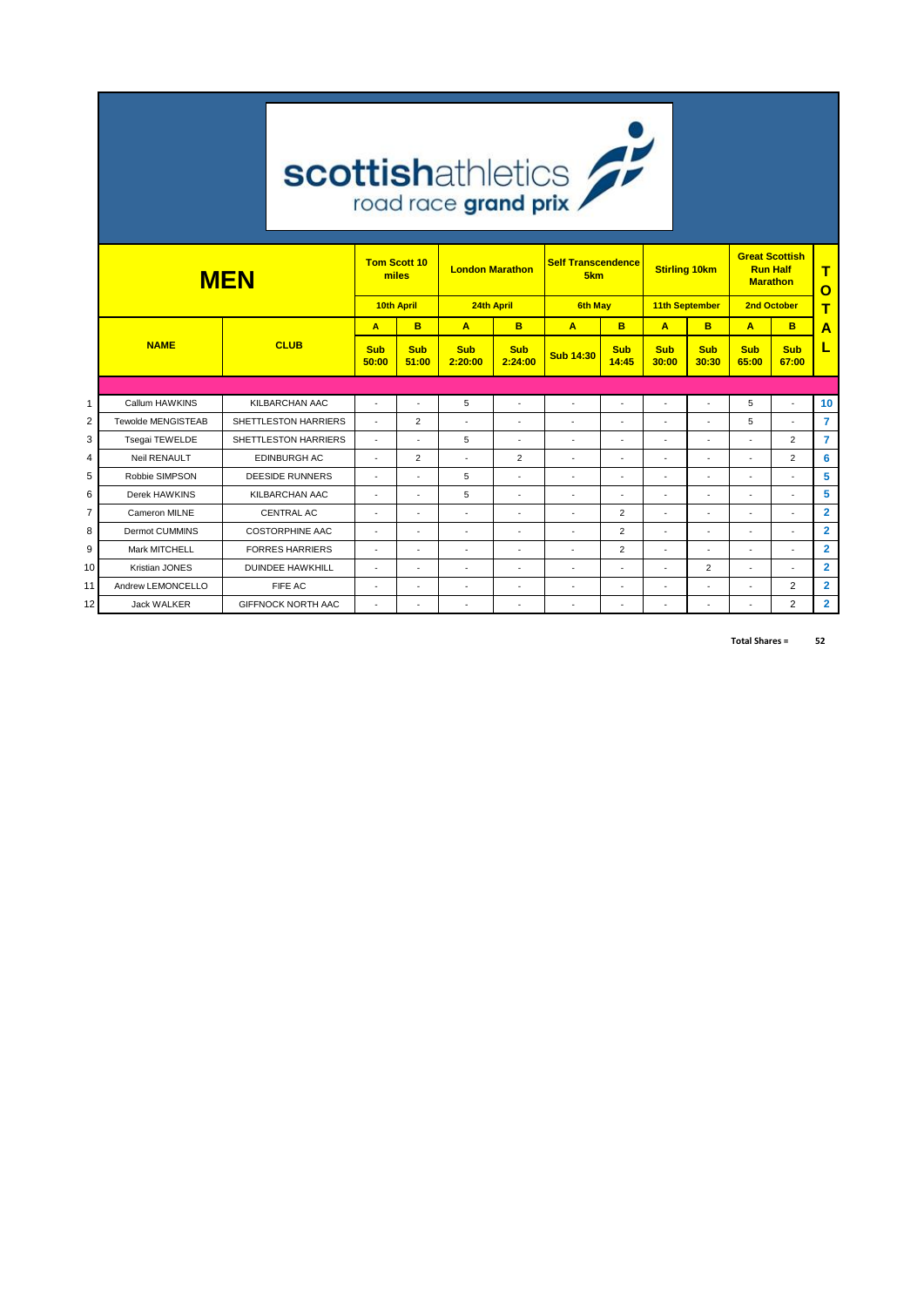scottishathletics road race grand prix

| | MEN | | Tom Scott 10 miles | | London Marathon | | Self Transcendence 5km | | Stirling 10km | | Great Scottish Run Half Marathon | | TOTAL |
|---|---|---|---|---|---|---|---|---|---|---|---|---|---|
| | | | 10th April | | 24th April | | 6th May | | 11th September | | 2nd October | | |
| | | | A | B | A | B | A | B | A | B | A | B | |
| | NAME | CLUB | Sub 50:00 | Sub 51:00 | Sub 2:20:00 | Sub 2:24:00 | Sub 14:30 | Sub 14:45 | Sub 30:00 | Sub 30:30 | Sub 65:00 | Sub 67:00 | |
| 1 | Callum HAWKINS | KILBARCHAN AAC | - | - | 5 | - | - | - | - | - | 5 | - | 10 |
| 2 | Tewolde MENGISTEAB | SHETTLESTON HARRIERS | - | 2 | - | - | - | - | - | - | 5 | - | 7 |
| 3 | Tsegai TEWELDE | SHETTLESTON HARRIERS | - | - | 5 | - | - | - | - | - | - | 2 | 7 |
| 4 | Neil RENAULT | EDINBURGH AC | - | 2 | - | 2 | - | - | - | - | - | 2 | 6 |
| 5 | Robbie SIMPSON | DEESIDE RUNNERS | - | - | 5 | - | - | - | - | - | - | - | 5 |
| 6 | Derek HAWKINS | KILBARCHAN AAC | - | - | 5 | - | - | - | - | - | - | - | 5 |
| 7 | Cameron MILNE | CENTRAL AC | - | - | - | - | - | 2 | - | - | - | - | 2 |
| 8 | Dermot CUMMINS | COSTORPHINE AAC | - | - | - | - | - | 2 | - | - | - | - | 2 |
| 9 | Mark MITCHELL | FORRES HARRIERS | - | - | - | - | - | 2 | - | - | - | - | 2 |
| 10 | Kristian JONES | DUINDEE HAWKHILL | - | - | - | - | - | - | - | 2 | - | - | 2 |
| 11 | Andrew LEMONCELLO | FIFE AC | - | - | - | - | - | - | - | - | - | 2 | 2 |
| 12 | Jack WALKER | GIFFNOCK NORTH AAC | - | - | - | - | - | - | - | - | - | 2 | 2 |

**Total Shares = 52**